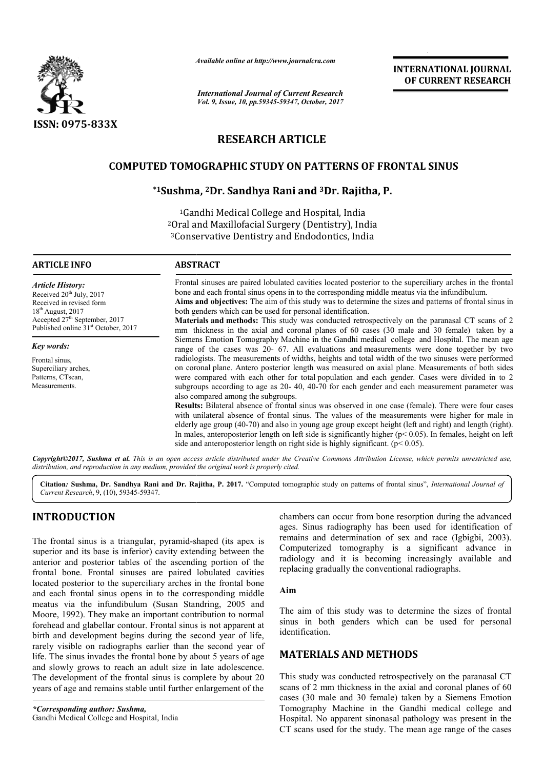**ISSN: 0975-833X**

*Available online at http://www.journalcra.com*

*International Journal of Current Research*
*Vol. 9, Issue, 10, pp.59345-59347, October, 2017*

**INTERNATIONAL JOURNAL OF CURRENT RESEARCH**

# RESEARCH ARTICLE

# COMPUTED TOMOGRAPHIC STUDY ON PATTERNS OF FRONTAL SINUS

**\*1Sushma, 2Dr. Sandhya Rani and 3Dr. Rajitha, P.**

[1]Gandhi Medical College and Hospital, India
[2]Oral and Maxillofacial Surgery (Dentistry), India
[3]Conservative Dentistry and Endodontics, India

**ARTICLE INFO**

*Article History:*
Received 20th July, 2017
Received in revised form
18th August, 2017
Accepted 27th September, 2017
Published online 31st October, 2017

*Key words:*
Frontal sinus,
Superciliary arches,
Patterns, CTscan,
Measurements.

**ABSTRACT**

Frontal sinuses are paired lobulated cavities located posterior to the superciliary arches in the frontal bone and each frontal sinus opens in to the corresponding middle meatus via the infundibulum.

**Aims and objectives:** The aim of this study was to determine the sizes and patterns of frontal sinus in both genders which can be used for personal identification.

**Materials and methods:** This study was conducted retrospectively on the paranasal CT scans of 2 mm thickness in the axial and coronal planes of 60 cases (30 male and 30 female) taken by a Siemens Emotion Tomography Machine in the Gandhi medical college and Hospital. The mean age range of the cases was 20- 67. All evaluations and measurements were done together by two radiologists. The measurements of widths, heights and total width of the two sinuses were performed on coronal plane. Antero posterior length was measured on axial plane. Measurements of both sides were compared with each other for total population and each gender. Cases were divided in to 2 subgroups according to age as 20- 40, 40-70 for each gender and each measurement parameter was also compared among the subgroups.

**Results:** Bilateral absence of frontal sinus was observed in one case (female). There were four cases with unilateral absence of frontal sinus. The values of the measurements were higher for male in elderly age group (40-70) and also in young age group except height (left and right) and length (right). In males, anteroposterior length on left side is significantly higher ($p< 0.05$). In females, height on left side and anteroposterior length on right side is highly significant. ($p< 0.05$).

*Copyright©2017, Sushma et al. This is an open access article distributed under the Creative Commons Attribution License, which permits unrestricted use, distribution, and reproduction in any medium, provided the original work is properly cited.*

**Citation:** Sushma, Dr. Sandhya Rani and Dr. Rajitha, P. 2017. "Computed tomographic study on patterns of frontal sinus", *International Journal of Current Research*, 9, (10), 59345-59347.

## INTRODUCTION

The frontal sinus is a triangular, pyramid-shaped (its apex is superior and its base is inferior) cavity extending between the anterior and posterior tables of the ascending portion of the frontal bone. Frontal sinuses are paired lobulated cavities located posterior to the superciliary arches in the frontal bone and each frontal sinus opens in to the corresponding middle meatus via the infundibulum (Susan Standring, 2005 and Moore, 1992). They make an important contribution to normal forehead and glabellar contour. Frontal sinus is not apparent at birth and development begins during the second year of life, rarely visible on radiographs earlier than the second year of life. The sinus invades the frontal bone by about 5 years of age and slowly grows to reach an adult size in late adolescence. The development of the frontal sinus is complete by about 20 years of age and remains stable until further enlargement of the chambers can occur from bone resorption during the advanced ages. Sinus radiography has been used for identification of remains and determination of sex and race (Igbigbi, 2003). Computerized tomography is a significant advance in radiology and it is becoming increasingly available and replacing gradually the conventional radiographs.

*\*Corresponding author: Sushma,*
Gandhi Medical College and Hospital, India

### Aim

The aim of this study was to determine the sizes of frontal sinus in both genders which can be used for personal identification.

## MATERIALS AND METHODS

This study was conducted retrospectively on the paranasal CT scans of 2 mm thickness in the axial and coronal planes of 60 cases (30 male and 30 female) taken by a Siemens Emotion Tomography Machine in the Gandhi medical college and Hospital. No apparent sinonasal pathology was present in the CT scans used for the study. The mean age range of the cases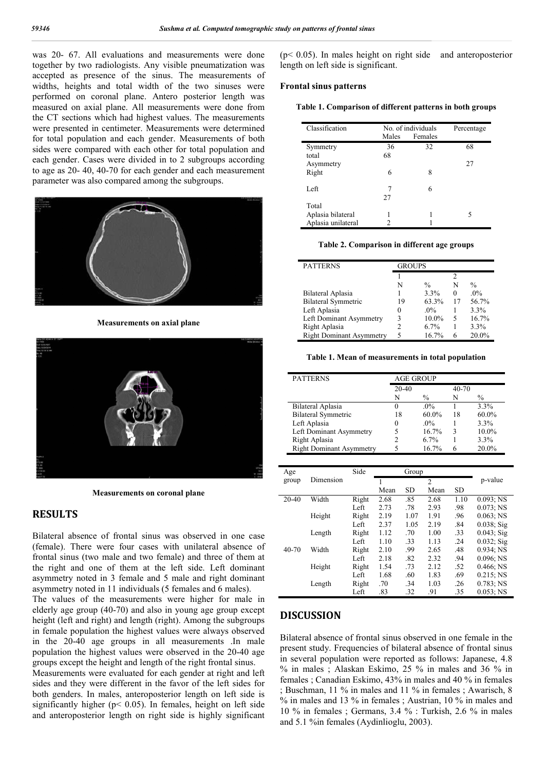was 20- 67. All evaluations and measurements were done together by two radiologists. Any visible pneumatization was accepted as presence of the sinus. The measurements of widths, heights and total width of the two sinuses were performed on coronal plane. Antero posterior length was measured on axial plane. All measurements were done from the CT sections which had highest values. The measurements were presented in centimeter. Measurements were determined for total population and each gender. Measurements of both sides were compared with each other for total population and each gender. Cases were divided in to 2 subgroups according to age as 20- 40, 40-70 for each gender and each measurement parameter was also compared among the subgroups.

**Measurements on axial plane**

**Measurements on coronal plane**

## RESULTS

Bilateral absence of frontal sinus was observed in one case (female). There were four cases with unilateral absence of frontal sinus (two male and two female) and three of them at the right and one of them at the left side. Left dominant asymmetry noted in 3 female and 5 male and right dominant asymmetry noted in 11 individuals (5 females and 6 males).

The values of the measurements were higher for male in elderly age group (40-70) and also in young age group except height (left and right) and length (right). Among the subgroups in female population the highest values were always observed in the 20-40 age groups in all measurements .In male population the highest values were observed in the 20-40 age groups except the height and length of the right frontal sinus.

Measurements were evaluated for each gender at right and left sides and they were different in the favor of the left sides for both genders. In males, anteroposterior length on left side is significantly higher ($p < 0.05$). In females, height on left side and anteroposterior length on right side is highly significant ($p < 0.05$). In males height on right side and anteroposterior length on left side is significant.

### Frontal sinus patterns

**Table 1. Comparison of different patterns in both groups**

| Classification | No. of individuals | | Percentage |
|---|---|---|---|
| | Males | Females | |
| Symmetry | 36 | 32 | 68 |
| total | 68 | | |
| Asymmetry | | | 27 |
| Right | 6 | 8 | |
| Left | 7 | 6 | |
| | 27 | | |
| Total | | | |
| Aplasia bilateral | 1 | 1 | 5 |
| Aplasia unilateral | 2 | 1 | |

**Table 2. Comparison in different age groups**

| PATTERNS | GROUPS | | | |
|---|---|---|---|---|
| | 1 | | 2 | |
| | N | % | N | % |
| Bilateral Aplasia | 1 | 3.3% | 0 | .0% |
| Bilateral Symmetric | 19 | 63.3% | 17 | 56.7% |
| Left Aplasia | 0 | .0% | 1 | 3.3% |
| Left Dominant Asymmetry | 3 | 10.0% | 5 | 16.7% |
| Right Aplasia | 2 | 6.7% | 1 | 3.3% |
| Right Dominant Asymmetry | 5 | 16.7% | 6 | 20.0% |

**Table 1. Mean of measurements in total population**

| PATTERNS | AGE GROUP | | | |
|---|---|---|---|---|
| | 20-40 | | 40-70 | |
| | N | % | N | % |
| Bilateral Aplasia | 0 | .0% | 1 | 3.3% |
| Bilateral Symmetric | 18 | 60.0% | 18 | 60.0% |
| Left Aplasia | 0 | .0% | 1 | 3.3% |
| Left Dominant Asymmetry | 5 | 16.7% | 3 | 10.0% |
| Right Aplasia | 2 | 6.7% | 1 | 3.3% |
| Right Dominant Asymmetry | 5 | 16.7% | 6 | 20.0% |

| Age group | Dimension | Side | Group | | | | p-value |
|---|---|---|---|---|---|---|---|
| | | | 1 | | 2 | | |
| | | | Mean | SD | Mean | SD | |
| 20-40 | Width | Right | 2.68 | .85 | 2.68 | 1.10 | 0.093; NS |
| | | Left | 2.73 | .78 | 2.93 | .98 | 0.073; NS |
| | Height | Right | 2.19 | 1.07 | 1.91 | .96 | 0.063; NS |
| | | Left | 2.37 | 1.05 | 2.19 | .84 | 0.038; Sig |
| | Length | Right | 1.12 | .70 | 1.00 | .33 | 0.043; Sig |
| | | Left | 1.10 | .33 | 1.13 | .24 | 0.032; Sig |
| 40-70 | Width | Right | 2.10 | .99 | 2.65 | .48 | 0.934; NS |
| | | Left | 2.18 | .82 | 2.32 | .94 | 0.096; NS |
| | Height | Right | 1.54 | .73 | 2.12 | .52 | 0.466; NS |
| | | Left | 1.68 | .60 | 1.83 | .69 | 0.215; NS |
| | Length | Right | .70 | .34 | 1.03 | .26 | 0.783; NS |
| | | Left | .83 | .32 | .91 | .35 | 0.053; NS |

## DISCUSSION

Bilateral absence of frontal sinus observed in one female in the present study. Frequencies of bilateral absence of frontal sinus in several population were reported as follows: Japanese, 4.8 % in males ; Alaskan Eskimo, 25 % in males and 36 % in females ; Canadian Eskimo, 43% in males and 40 % in females ; Buschman, 11 % in males and 11 % in females ; Awarisch, 8 % in males and 13 % in females ; Austrian, 10 % in males and 10 % in females ; Germans, 3.4 % : Turkish, 2.6 % in males and 5.1 %in females (Aydinlioglu, 2003).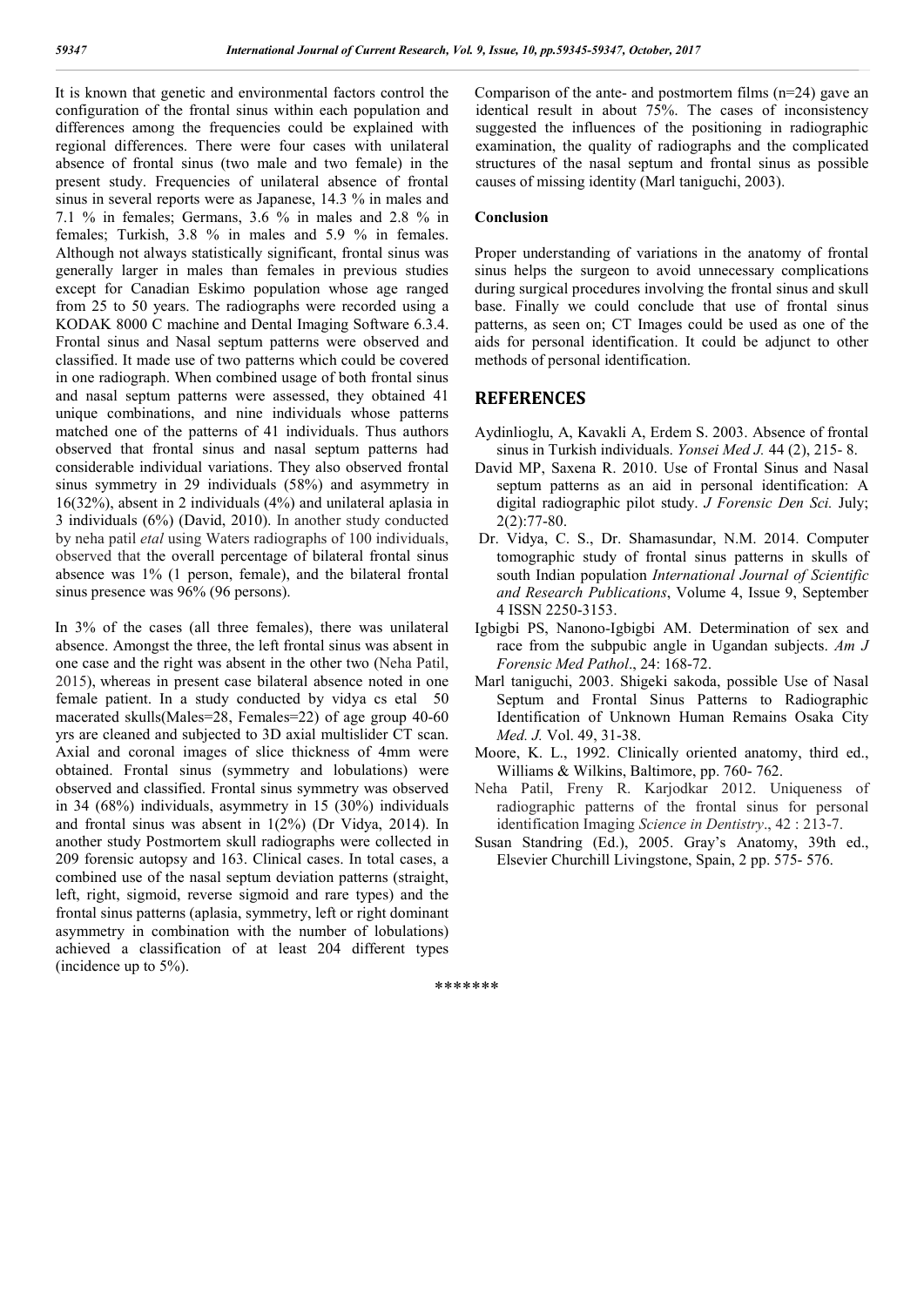It is known that genetic and environmental factors control the configuration of the frontal sinus within each population and differences among the frequencies could be explained with regional differences. There were four cases with unilateral absence of frontal sinus (two male and two female) in the present study. Frequencies of unilateral absence of frontal sinus in several reports were as Japanese, 14.3 % in males and 7.1 % in females; Germans, 3.6 % in males and 2.8 % in females; Turkish, 3.8 % in males and 5.9 % in females. Although not always statistically significant, frontal sinus was generally larger in males than females in previous studies except for Canadian Eskimo population whose age ranged from 25 to 50 years. The radiographs were recorded using a KODAK 8000 C machine and Dental Imaging Software 6.3.4. Frontal sinus and Nasal septum patterns were observed and classified. It made use of two patterns which could be covered in one radiograph. When combined usage of both frontal sinus and nasal septum patterns were assessed, they obtained 41 unique combinations, and nine individuals whose patterns matched one of the patterns of 41 individuals. Thus authors observed that frontal sinus and nasal septum patterns had considerable individual variations. They also observed frontal sinus symmetry in 29 individuals (58%) and asymmetry in 16(32%), absent in 2 individuals (4%) and unilateral aplasia in 3 individuals (6%) (David, 2010). In another study conducted by neha patil *etal* using Waters radiographs of 100 individuals, observed that the overall percentage of bilateral frontal sinus absence was 1% (1 person, female), and the bilateral frontal sinus presence was 96% (96 persons).

In 3% of the cases (all three females), there was unilateral absence. Amongst the three, the left frontal sinus was absent in one case and the right was absent in the other two (Neha Patil, 2015), whereas in present case bilateral absence noted in one female patient. In a study conducted by vidya cs etal 50 macerated skulls(Males=28, Females=22) of age group 40-60 yrs are cleaned and subjected to 3D axial multislider CT scan. Axial and coronal images of slice thickness of 4mm were obtained. Frontal sinus (symmetry and lobulations) were observed and classified. Frontal sinus symmetry was observed in 34 (68%) individuals, asymmetry in 15 (30%) individuals and frontal sinus was absent in 1(2%) (Dr Vidya, 2014). In another study Postmortem skull radiographs were collected in 209 forensic autopsy and 163. Clinical cases. In total cases, a combined use of the nasal septum deviation patterns (straight, left, right, sigmoid, reverse sigmoid and rare types) and the frontal sinus patterns (aplasia, symmetry, left or right dominant asymmetry in combination with the number of lobulations) achieved a classification of at least 204 different types (incidence up to 5%).

Comparison of the ante- and postmortem films (n=24) gave an identical result in about 75%. The cases of inconsistency suggested the influences of the positioning in radiographic examination, the quality of radiographs and the complicated structures of the nasal septum and frontal sinus as possible causes of missing identity (Marl taniguchi, 2003).

### Conclusion

Proper understanding of variations in the anatomy of frontal sinus helps the surgeon to avoid unnecessary complications during surgical procedures involving the frontal sinus and skull base. Finally we could conclude that use of frontal sinus patterns, as seen on; CT Images could be used as one of the aids for personal identification. It could be adjunct to other methods of personal identification.

## REFERENCES

Aydinlioglu, A, Kavakli A, Erdem S. 2003. Absence of frontal sinus in Turkish individuals. *Yonsei Med J.* 44 (2), 215- 8.

David MP, Saxena R. 2010. Use of Frontal Sinus and Nasal septum patterns as an aid in personal identification: A digital radiographic pilot study. *J Forensic Den Sci.* July; 2(2):77-80.

Dr. Vidya, C. S., Dr. Shamasundar, N.M. 2014. Computer tomographic study of frontal sinus patterns in skulls of south Indian population *International Journal of Scientific and Research Publications*, Volume 4, Issue 9, September 4 ISSN 2250-3153.

Igbigbi PS, Nanono-Igbigbi AM. Determination of sex and race from the subpubic angle in Ugandan subjects. *Am J Forensic Med Pathol*., 24: 168-72.

Marl taniguchi, 2003. Shigeki sakoda, possible Use of Nasal Septum and Frontal Sinus Patterns to Radiographic Identification of Unknown Human Remains Osaka City *Med. J.* Vol. 49, 31-38.

Moore, K. L., 1992. Clinically oriented anatomy, third ed., Williams & Wilkins, Baltimore, pp. 760- 762.

Neha Patil, Freny R. Karjodkar 2012. Uniqueness of radiographic patterns of the frontal sinus for personal identification Imaging *Science in Dentistry*., 42 : 213-7.

Susan Standring (Ed.), 2005. Gray's Anatomy, 39th ed., Elsevier Churchill Livingstone, Spain, 2 pp. 575- 576.

\*\*\*\*\*\*\*